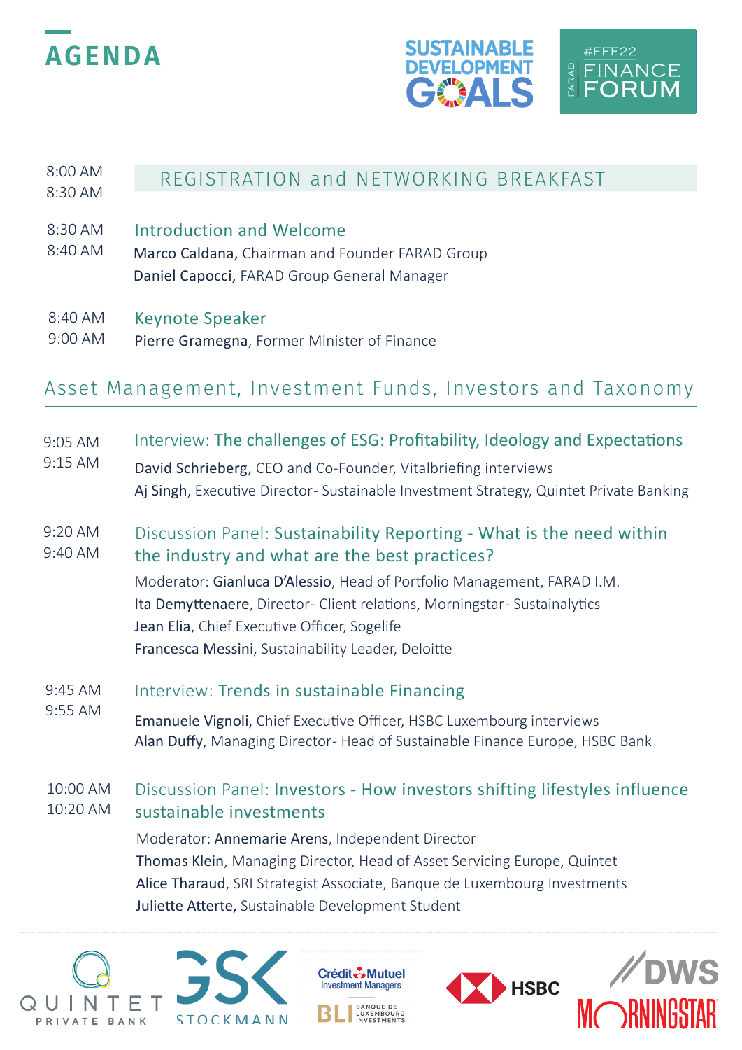# AGENDA

SUSTAINABLE DEVELOPMENT GOALS

#FFF22 FARAD FINANCE FORUM

8:00 AM
8:30 AM

## REGISTRATION and NETWORKING BREAKFAST

8:30 AM
8:40 AM

### Introduction and Welcome

**Marco Caldana**, Chairman and Founder FARAD Group
**Daniel Capocci**, FARAD Group General Manager

8:40 AM
9:00 AM

### Keynote Speaker

**Pierre Gramegna**, Former Minister of Finance

## Asset Management, Investment Funds, Investors and Taxonomy

9:05 AM
9:15 AM

### Interview: The challenges of ESG: Profitability, Ideology and Expectations

**David Schrieberg**, CEO and Co-Founder, Vitalbriefing interviews
**Aj Singh**, Executive Director- Sustainable Investment Strategy, Quintet Private Banking

9:20 AM
9:40 AM

### Discussion Panel: Sustainability Reporting - What is the need within the industry and what are the best practices?

Moderator: **Gianluca D'Alessio**, Head of Portfolio Management, FARAD I.M.
**Ita Demyttenaere**, Director- Client relations, Morningstar- Sustainalytics
**Jean Elia**, Chief Executive Officer, Sogelife
**Francesca Messini**, Sustainability Leader, Deloitte

9:45 AM
9:55 AM

### Interview: Trends in sustainable Financing

**Emanuele Vignoli**, Chief Executive Officer, HSBC Luxembourg interviews
**Alan Duffy**, Managing Director- Head of Sustainable Finance Europe, HSBC Bank

10:00 AM
10:20 AM

### Discussion Panel: Investors - How investors shifting lifestyles influence sustainable investments

Moderator: **Annemarie Arens**, Independent Director
**Thomas Klein**, Managing Director, Head of Asset Servicing Europe, Quintet
**Alice Tharaud**, SRI Strategist Associate, Banque de Luxembourg Investments
**Juliette Atterte**, Sustainable Development Student

QUINTET PRIVATE BANK | GSK STOCKMANN | Crédit Mutuel Investment Managers | BLI BANQUE DE LUXEMBOURG INVESTMENTS | HSBC | DWS | MORNINGSTAR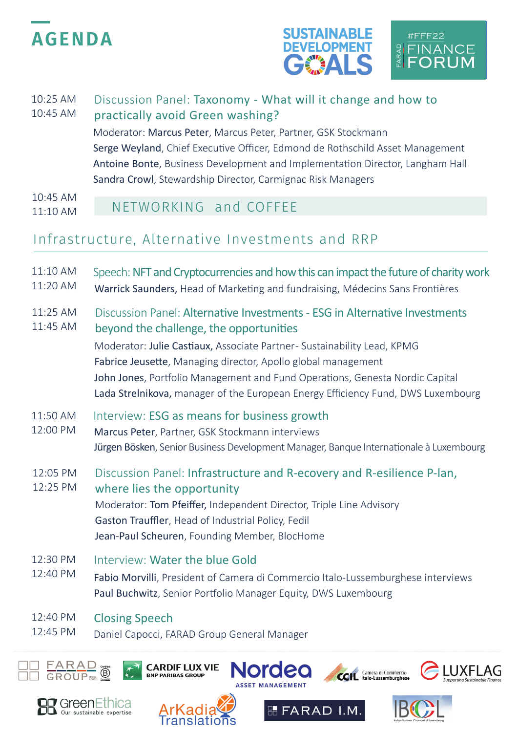# AGENDA

SUSTAINABLE DEVELOPMENT GOALS

#FFF22 FARAD FINANCE FORUM

10:25 AM
10:45 AM

**Discussion Panel: Taxonomy - What will it change and how to practically avoid Green washing?**

Moderator: **Marcus Peter**, Marcus Peter, Partner, GSK Stockmann
**Serge Weyland**, Chief Executive Officer, Edmond de Rothschild Asset Management
**Antoine Bonte**, Business Development and Implementation Director, Langham Hall
**Sandra Crowl**, Stewardship Director, Carmignac Risk Managers

10:45 AM
11:10 AM

**NETWORKING and COFFEE**

## Infrastructure, Alternative Investments and RRP

11:10 AM
11:20 AM

**Speech: NFT and Cryptocurrencies and how this can impact the future of charity work**

**Warrick Saunders,** Head of Marketing and fundraising, Médecins Sans Frontières

11:25 AM
11:45 AM

**Discussion Panel: Alternative Investments - ESG in Alternative Investments beyond the challenge, the opportunities**

Moderator: **Julie Castiaux,** Associate Partner- Sustainability Lead, KPMG
**Fabrice Jeusette**, Managing director, Apollo global management
**John Jones**, Portfolio Management and Fund Operations, Genesta Nordic Capital
**Lada Strelnikova,** manager of the European Energy Efficiency Fund, DWS Luxembourg

11:50 AM
12:00 PM

**Interview: ESG as means for business growth**

**Marcus Peter**, Partner, GSK Stockmann interviews
**Jürgen Bösken**, Senior Business Development Manager, Banque Internationale à Luxembourg

12:05 PM
12:25 PM

**Discussion Panel: Infrastructure and R-ecovery and R-esilience P-lan, where lies the opportunity**

Moderator: **Tom Pfeiffer,** Independent Director, Triple Line Advisory
**Gaston Trauffler**, Head of Industrial Policy, Fedil
**Jean-Paul Scheuren**, Founding Member, BlocHome

12:30 PM
12:40 PM

**Interview: Water the blue Gold**

**Fabio Morvilli**, President of Camera di Commercio Italo-Lussemburghese interviews
**Paul Buchwitz**, Senior Portfolio Manager Equity, DWS Luxembourg

12:40 PM
12:45 PM

**Closing Speech**

Daniel Capocci, FARAD Group General Manager

FARAD GROUP · CARDIF LUX VIE BNP PARIBAS GROUP · Nordea ASSET MANAGEMENT · CCIL Camera di Commercio Italo-Lussemburghese · LUXFLAG Supporting Sustainable Finance · GreenEthica Our sustainable expertise · ArKadia Translations · FARAD I.M. · IBCL Indian Business Chamber of Luxembourg